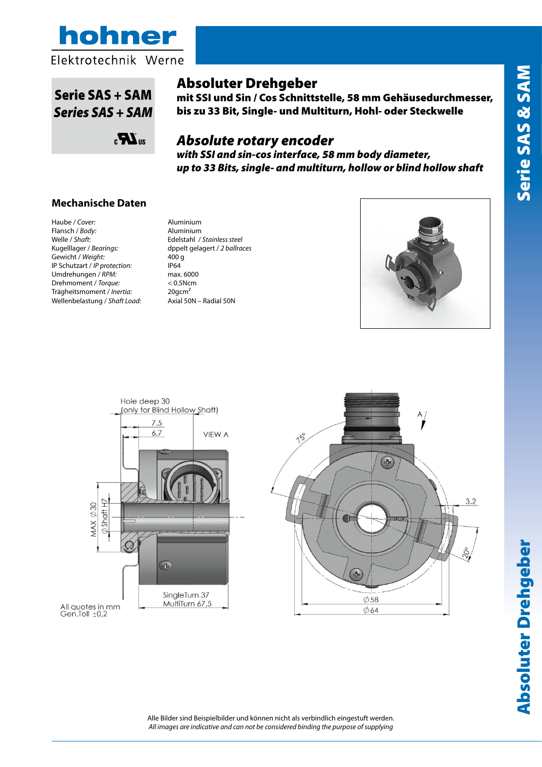# Serie SAS + SAM

***Series SAS + SAM***

## Absoluter Drehgeber

**mit SSI und Sin / Cos Schnittstelle, 58 mm Gehäusedurchmesser, bis zu 33 Bit, Single- und Multiturn, Hohl- oder Steckwelle**

## *Absolute rotary encoder*

***with SSI and sin-cos interface, 58 mm body diameter, up to 33 Bits, single- and multiturn, hollow or blind hollow shaft***

### Mechanische Daten

| | |
|---|---|
| Haube / *Cover:* | Aluminium |
| Flansch / *Body:* | Aluminium |
| Welle / *Shaft*: | Edelstahl / *Stainless steel* |
| Kugelllager / *Bearings:* | dppelt gelagert / *2 ballraces* |
| Gewicht / *Weight:* | 400 g |
| IP Schutzart / *IP protection:* | IP64 |
| Umdrehungen / *RPM:* | max. 6000 |
| Drehmoment / *Torque:* | < 0.5Ncm |
| Trägheitsmoment / *Inertia:* | 20gcm² |
| Wellenbelastung / *Shaft Load:* | Axial 50N – Radial 50N |

Hole deep 30 (only for Blind Hollow Shaft)

7.5, 6.7, VIEW A, MAX Ø30, Ø Shaft H7, SingleTurn 37, MultiTurn 67,5, 75°, A, 3.2, 20°, Ø58, Ø64

All quotes in mm
Gen.Toll ±0,2

Alle Bilder sind Beispielbilder und können nicht als verbindlich eingestuft werden.
*All images are indicative and can not be considered binding the purpose of supplying*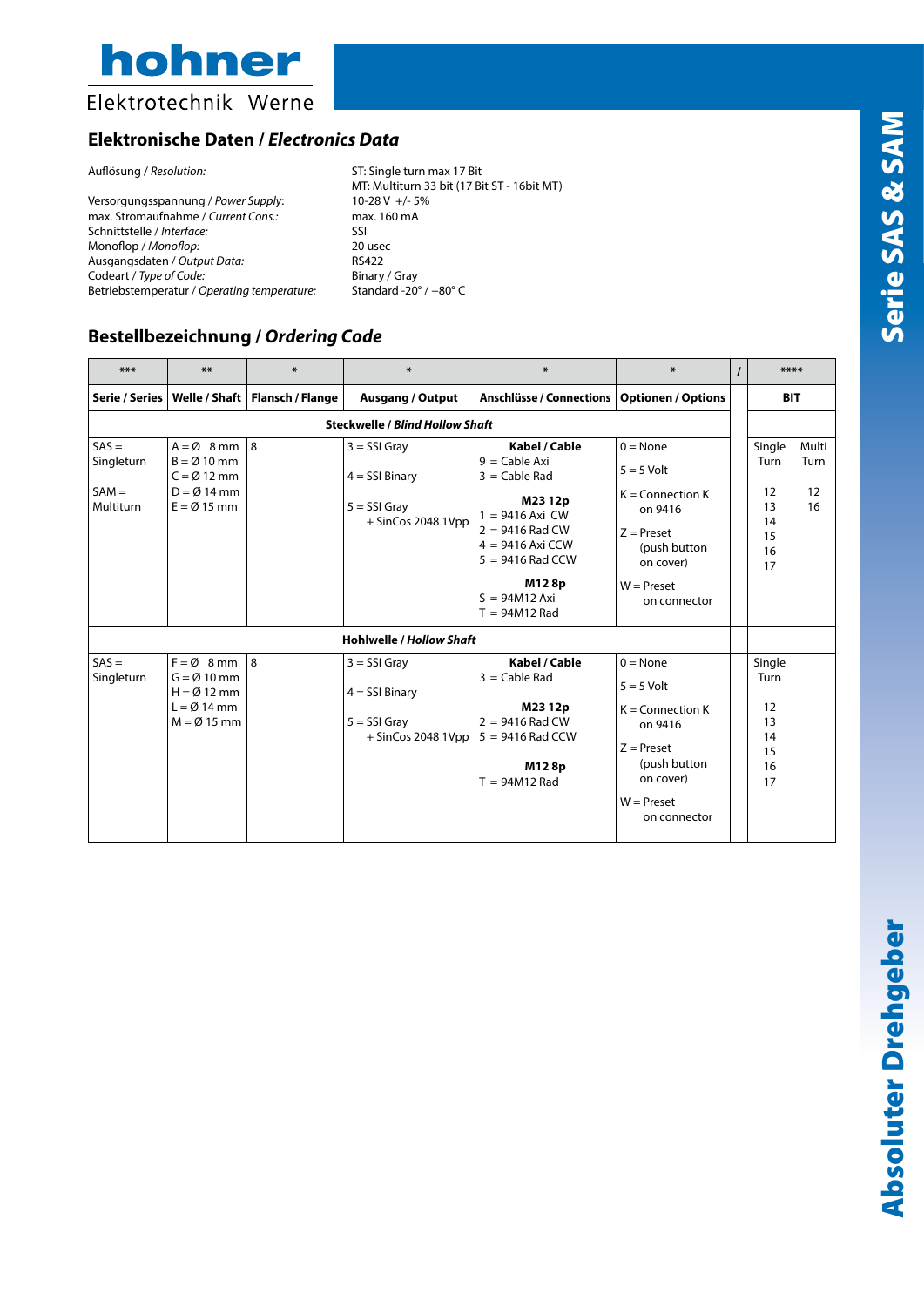## Elektronische Daten / *Electronics Data*

| | |
|---|---|
| Auflösung / *Resolution:* | ST: Single turn max 17 Bit<br>MT: Multiturn 33 bit (17 Bit ST - 16bit MT) |
| Versorgungsspannung / *Power Supply:* | 10-28 V +/- 5% |
| max. Stromaufnahme / *Current Cons.:* | max. 160 mA |
| Schnittstelle / *Interface:* | SSI |
| Monoflop / *Monoflop:* | 20 usec |
| Ausgangsdaten / *Output Data:* | RS422 |
| Codeart / *Type of Code:* | Binary / Gray |
| Betriebstemperatur / *Operating temperature:* | Standard -20° / +80° C |

## Bestellbezeichnung / *Ordering Code*

| *** | ** | * | * | * | * | / | **** | |
|---|---|---|---|---|---|---|---|---|
| **Serie / Series** | **Welle / Shaft** | **Flansch / Flange** | **Ausgang / Output** | **Anschlüsse / Connections** | **Optionen / Options** | | **BIT** | |
| **Steckwelle / *Blind Hollow Shaft*** | | | | | | | | |
| SAS = Singleturn<br><br>SAM = Multiturn | A = Ø 8 mm<br>B = Ø 10 mm<br>C = Ø 12 mm<br>D = Ø 14 mm<br>E = Ø 15 mm | 8 | 3 = SSI Gray<br><br>4 = SSI Binary<br><br>5 = SSI Gray + SinCos 2048 1Vpp | **Kabel / Cable**<br>9 = Cable Axi<br>3 = Cable Rad<br><br>**M23 12p**<br>1 = 9416 Axi CW<br>2 = 9416 Rad CW<br>4 = 9416 Axi CCW<br>5 = 9416 Rad CCW<br><br>**M12 8p**<br>S = 94M12 Axi<br>T = 94M12 Rad | 0 = None<br><br>5 = 5 Volt<br><br>K = Connection K on 9416<br><br>Z = Preset (push button on cover)<br><br>W = Preset on connector | | Single Turn<br><br>12<br>13<br>14<br>15<br>16<br>17 | Multi Turn<br><br>12<br>16 |
| **Hohlwelle / *Hollow Shaft*** | | | | | | | | |
| SAS = Singleturn | F = Ø 8 mm<br>G = Ø 10 mm<br>H = Ø 12 mm<br>L = Ø 14 mm<br>M = Ø 15 mm | 8 | 3 = SSI Gray<br><br>4 = SSI Binary<br><br>5 = SSI Gray + SinCos 2048 1Vpp | **Kabel / Cable**<br>3 = Cable Rad<br><br>**M23 12p**<br>2 = 9416 Rad CW<br>5 = 9416 Rad CCW<br><br>**M12 8p**<br>T = 94M12 Rad | 0 = None<br><br>5 = 5 Volt<br><br>K = Connection K on 9416<br><br>Z = Preset (push button on cover)<br><br>W = Preset on connector | | Single Turn<br><br>12<br>13<br>14<br>15<br>16<br>17 | |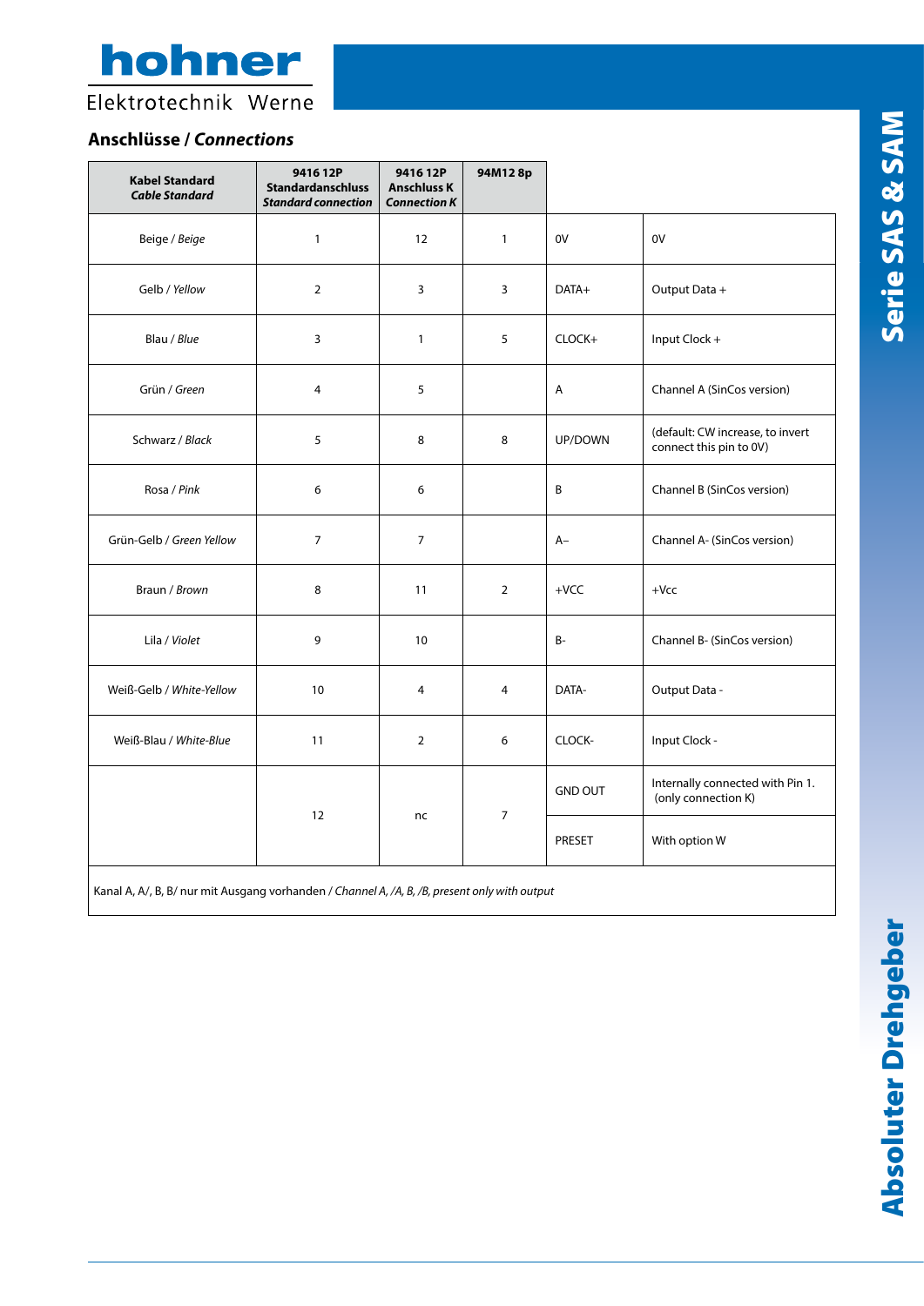## Anschlüsse / *Connections*

| **Kabel Standard** *Cable Standard* | **9416 12P Standardanschluss** *Standard connection* | **9416 12P Anschluss K** *Connection K* | **94M12 8p** | | |
|---|---|---|---|---|---|
| Beige / *Beige* | 1 | 12 | 1 | 0V | 0V |
| Gelb / *Yellow* | 2 | 3 | 3 | DATA+ | Output Data + |
| Blau / *Blue* | 3 | 1 | 5 | CLOCK+ | Input Clock + |
| Grün / *Green* | 4 | 5 | | A | Channel A (SinCos version) |
| Schwarz / *Black* | 5 | 8 | 8 | UP/DOWN | (default: CW increase, to invert connect this pin to 0V) |
| Rosa / *Pink* | 6 | 6 | | B | Channel B (SinCos version) |
| Grün-Gelb / *Green Yellow* | 7 | 7 | | A– | Channel A- (SinCos version) |
| Braun / *Brown* | 8 | 11 | 2 | +VCC | +Vcc |
| Lila / *Violet* | 9 | 10 | | B- | Channel B- (SinCos version) |
| Weiß-Gelb / *White-Yellow* | 10 | 4 | 4 | DATA- | Output Data - |
| Weiß-Blau / *White-Blue* | 11 | 2 | 6 | CLOCK- | Input Clock - |
| | 12 | nc | 7 | GND OUT | Internally connected with Pin 1. (only connection K) |
| | | | | PRESET | With option W |

Kanal A, A/, B, B/ nur mit Ausgang vorhanden / *Channel A, /A, B, /B, present only with output*

Serie SAS & SAM

Absoluter Drehgeber